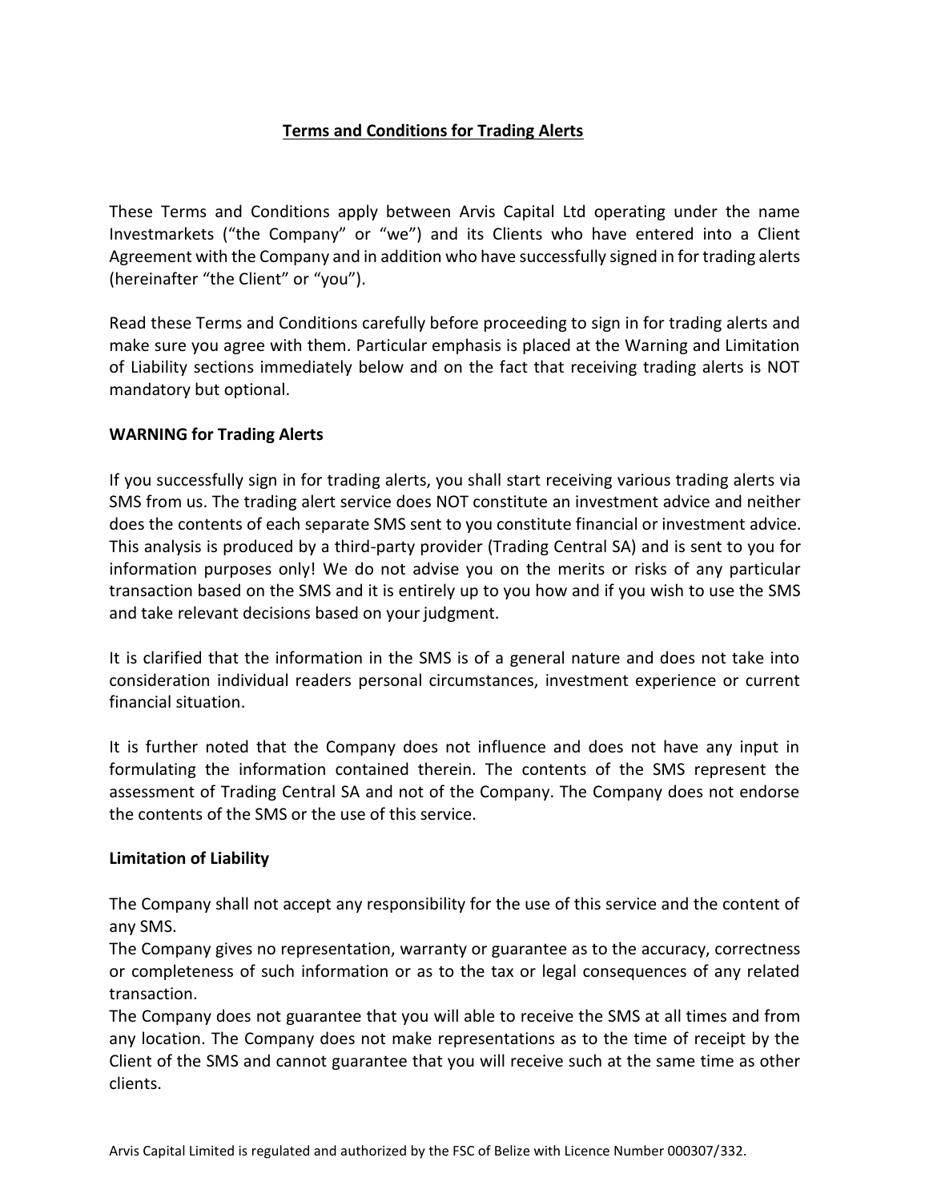# Terms and Conditions for Trading Alerts

These Terms and Conditions apply between Arvis Capital Ltd operating under the name Investmarkets ("the Company" or "we") and its Clients who have entered into a Client Agreement with the Company and in addition who have successfully signed in for trading alerts (hereinafter "the Client" or "you").

Read these Terms and Conditions carefully before proceeding to sign in for trading alerts and make sure you agree with them. Particular emphasis is placed at the Warning and Limitation of Liability sections immediately below and on the fact that receiving trading alerts is NOT mandatory but optional.

## WARNING for Trading Alerts

If you successfully sign in for trading alerts, you shall start receiving various trading alerts via SMS from us. The trading alert service does NOT constitute an investment advice and neither does the contents of each separate SMS sent to you constitute financial or investment advice. This analysis is produced by a third-party provider (Trading Central SA) and is sent to you for information purposes only! We do not advise you on the merits or risks of any particular transaction based on the SMS and it is entirely up to you how and if you wish to use the SMS and take relevant decisions based on your judgment.

It is clarified that the information in the SMS is of a general nature and does not take into consideration individual readers personal circumstances, investment experience or current financial situation.

It is further noted that the Company does not influence and does not have any input in formulating the information contained therein. The contents of the SMS represent the assessment of Trading Central SA and not of the Company. The Company does not endorse the contents of the SMS or the use of this service.

## Limitation of Liability

The Company shall not accept any responsibility for the use of this service and the content of any SMS.

The Company gives no representation, warranty or guarantee as to the accuracy, correctness or completeness of such information or as to the tax or legal consequences of any related transaction.

The Company does not guarantee that you will able to receive the SMS at all times and from any location. The Company does not make representations as to the time of receipt by the Client of the SMS and cannot guarantee that you will receive such at the same time as other clients.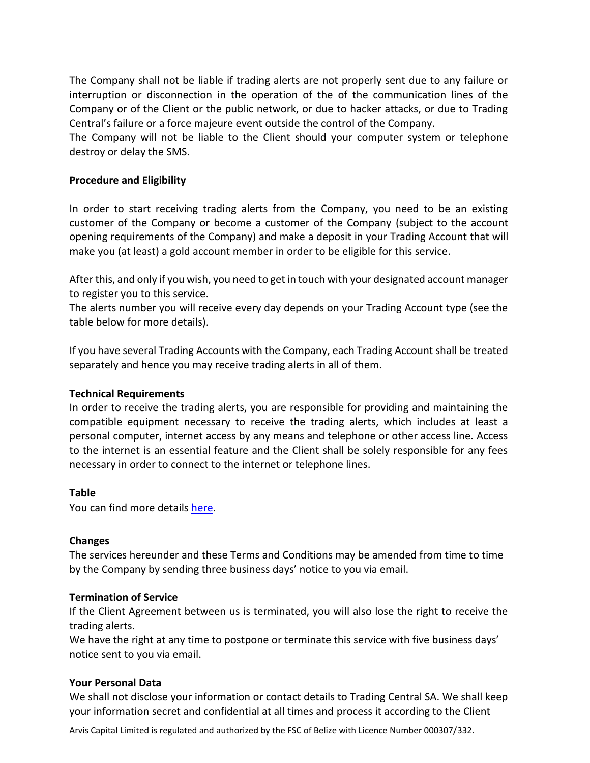The Company shall not be liable if trading alerts are not properly sent due to any failure or interruption or disconnection in the operation of the of the communication lines of the Company or of the Client or the public network, or due to hacker attacks, or due to Trading Central's failure or a force majeure event outside the control of the Company.
The Company will not be liable to the Client should your computer system or telephone destroy or delay the SMS.

**Procedure and Eligibility**

In order to start receiving trading alerts from the Company, you need to be an existing customer of the Company or become a customer of the Company (subject to the account opening requirements of the Company) and make a deposit in your Trading Account that will make you (at least) a gold account member in order to be eligible for this service.

After this, and only if you wish, you need to get in touch with your designated account manager to register you to this service.
The alerts number you will receive every day depends on your Trading Account type (see the table below for more details).

If you have several Trading Accounts with the Company, each Trading Account shall be treated separately and hence you may receive trading alerts in all of them.

**Technical Requirements**
In order to receive the trading alerts, you are responsible for providing and maintaining the compatible equipment necessary to receive the trading alerts, which includes at least a personal computer, internet access by any means and telephone or other access line. Access to the internet is an essential feature and the Client shall be solely responsible for any fees necessary in order to connect to the internet or telephone lines.

**Table**
You can find more details here.

**Changes**
The services hereunder and these Terms and Conditions may be amended from time to time by the Company by sending three business days' notice to you via email.

**Termination of Service**
If the Client Agreement between us is terminated, you will also lose the right to receive the trading alerts.
We have the right at any time to postpone or terminate this service with five business days' notice sent to you via email.

**Your Personal Data**
We shall not disclose your information or contact details to Trading Central SA. We shall keep your information secret and confidential at all times and process it according to the Client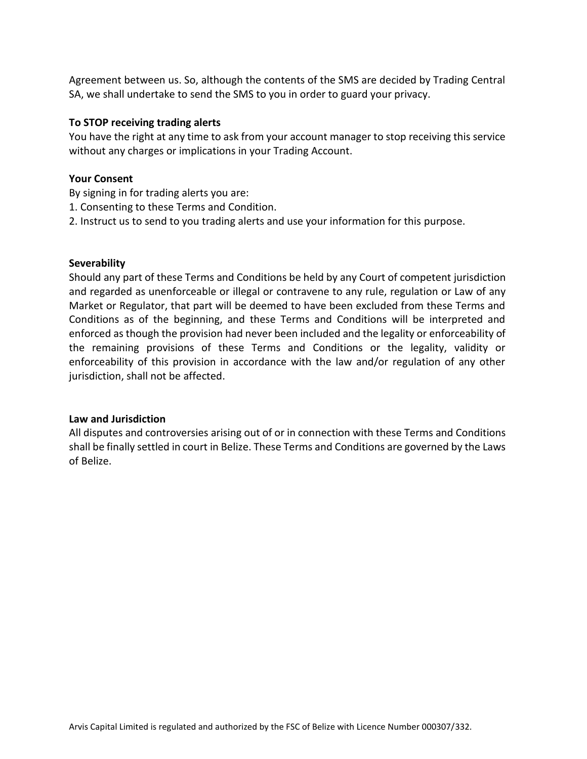Agreement between us. So, although the contents of the SMS are decided by Trading Central SA, we shall undertake to send the SMS to you in order to guard your privacy.

**To STOP receiving trading alerts**

You have the right at any time to ask from your account manager to stop receiving this service without any charges or implications in your Trading Account.

**Your Consent**

By signing in for trading alerts you are:

1. Consenting to these Terms and Condition.
2. Instruct us to send to you trading alerts and use your information for this purpose.

**Severability**

Should any part of these Terms and Conditions be held by any Court of competent jurisdiction and regarded as unenforceable or illegal or contravene to any rule, regulation or Law of any Market or Regulator, that part will be deemed to have been excluded from these Terms and Conditions as of the beginning, and these Terms and Conditions will be interpreted and enforced as though the provision had never been included and the legality or enforceability of the remaining provisions of these Terms and Conditions or the legality, validity or enforceability of this provision in accordance with the law and/or regulation of any other jurisdiction, shall not be affected.

**Law and Jurisdiction**

All disputes and controversies arising out of or in connection with these Terms and Conditions shall be finally settled in court in Belize. These Terms and Conditions are governed by the Laws of Belize.

Arvis Capital Limited is regulated and authorized by the FSC of Belize with Licence Number 000307/332.